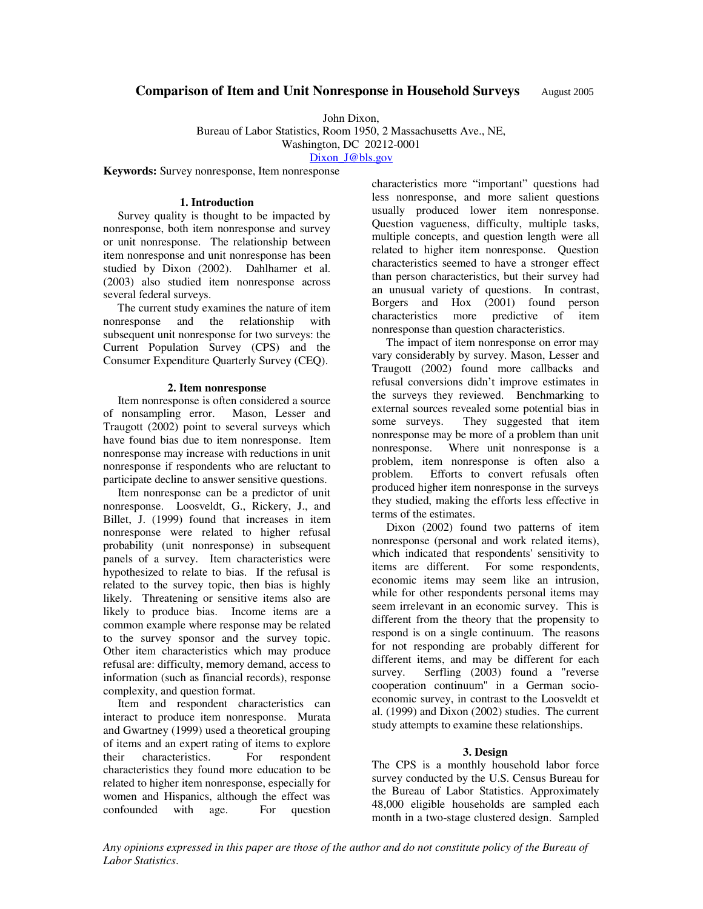# Comparison of Item and Unit Nonresponse in Household Surveys

August 2005

John Dixon,
Bureau of Labor Statistics, Room 1950, 2 Massachusetts Ave., NE,
Washington, DC 20212-0001
Dixon_J@bls.gov

**Keywords:** Survey nonresponse, Item nonresponse

## 1. Introduction

Survey quality is thought to be impacted by nonresponse, both item nonresponse and survey or unit nonresponse. The relationship between item nonresponse and unit nonresponse has been studied by Dixon (2002). Dahlhamer et al. (2003) also studied item nonresponse across several federal surveys.

The current study examines the nature of item nonresponse and the relationship with subsequent unit nonresponse for two surveys: the Current Population Survey (CPS) and the Consumer Expenditure Quarterly Survey (CEQ).

## 2. Item nonresponse

Item nonresponse is often considered a source of nonsampling error. Mason, Lesser and Traugott (2002) point to several surveys which have found bias due to item nonresponse. Item nonresponse may increase with reductions in unit nonresponse if respondents who are reluctant to participate decline to answer sensitive questions.

Item nonresponse can be a predictor of unit nonresponse. Loosveldt, G., Rickery, J., and Billet, J. (1999) found that increases in item nonresponse were related to higher refusal probability (unit nonresponse) in subsequent panels of a survey. Item characteristics were hypothesized to relate to bias. If the refusal is related to the survey topic, then bias is highly likely. Threatening or sensitive items also are likely to produce bias. Income items are a common example where response may be related to the survey sponsor and the survey topic. Other item characteristics which may produce refusal are: difficulty, memory demand, access to information (such as financial records), response complexity, and question format.

Item and respondent characteristics can interact to produce item nonresponse. Murata and Gwartney (1999) used a theoretical grouping of items and an expert rating of items to explore their characteristics. For respondent characteristics they found more education to be related to higher item nonresponse, especially for women and Hispanics, although the effect was confounded with age. For question characteristics more "important" questions had less nonresponse, and more salient questions usually produced lower item nonresponse. Question vagueness, difficulty, multiple tasks, multiple concepts, and question length were all related to higher item nonresponse. Question characteristics seemed to have a stronger effect than person characteristics, but their survey had an unusual variety of questions. In contrast, Borgers and Hox (2001) found person characteristics more predictive of item nonresponse than question characteristics.

The impact of item nonresponse on error may vary considerably by survey. Mason, Lesser and Traugott (2002) found more callbacks and refusal conversions didn't improve estimates in the surveys they reviewed. Benchmarking to external sources revealed some potential bias in some surveys. They suggested that item nonresponse may be more of a problem than unit nonresponse. Where unit nonresponse is a problem, item nonresponse is often also a problem. Efforts to convert refusals often produced higher item nonresponse in the surveys they studied, making the efforts less effective in terms of the estimates.

Dixon (2002) found two patterns of item nonresponse (personal and work related items), which indicated that respondents' sensitivity to items are different. For some respondents, economic items may seem like an intrusion, while for other respondents personal items may seem irrelevant in an economic survey. This is different from the theory that the propensity to respond is on a single continuum. The reasons for not responding are probably different for different items, and may be different for each survey. Serfling (2003) found a "reverse cooperation continuum" in a German socio-economic survey, in contrast to the Loosveldt et al. (1999) and Dixon (2002) studies. The current study attempts to examine these relationships.

## 3. Design

The CPS is a monthly household labor force survey conducted by the U.S. Census Bureau for the Bureau of Labor Statistics. Approximately 48,000 eligible households are sampled each month in a two-stage clustered design. Sampled

*Any opinions expressed in this paper are those of the author and do not constitute policy of the Bureau of Labor Statistics.*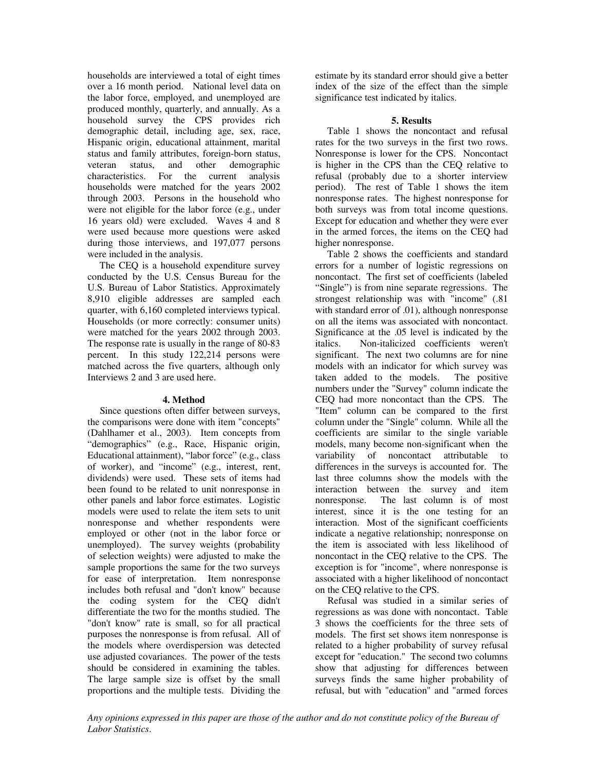households are interviewed a total of eight times over a 16 month period. National level data on the labor force, employed, and unemployed are produced monthly, quarterly, and annually. As a household survey the CPS provides rich demographic detail, including age, sex, race, Hispanic origin, educational attainment, marital status and family attributes, foreign-born status, veteran status, and other demographic characteristics. For the current analysis households were matched for the years 2002 through 2003. Persons in the household who were not eligible for the labor force (e.g., under 16 years old) were excluded. Waves 4 and 8 were used because more questions were asked during those interviews, and 197,077 persons were included in the analysis.

The CEQ is a household expenditure survey conducted by the U.S. Census Bureau for the U.S. Bureau of Labor Statistics. Approximately 8,910 eligible addresses are sampled each quarter, with 6,160 completed interviews typical. Households (or more correctly: consumer units) were matched for the years 2002 through 2003. The response rate is usually in the range of 80-83 percent. In this study 122,214 persons were matched across the five quarters, although only Interviews 2 and 3 are used here.

### 4. Method

Since questions often differ between surveys, the comparisons were done with item "concepts" (Dahlhamer et al., 2003). Item concepts from "demographics" (e.g., Race, Hispanic origin, Educational attainment), "labor force" (e.g., class of worker), and "income" (e.g., interest, rent, dividends) were used. These sets of items had been found to be related to unit nonresponse in other panels and labor force estimates. Logistic models were used to relate the item sets to unit nonresponse and whether respondents were employed or other (not in the labor force or unemployed). The survey weights (probability of selection weights) were adjusted to make the sample proportions the same for the two surveys for ease of interpretation. Item nonresponse includes both refusal and "don't know" because the coding system for the CEQ didn't differentiate the two for the months studied. The "don't know" rate is small, so for all practical purposes the nonresponse is from refusal. All of the models where overdispersion was detected use adjusted covariances. The power of the tests should be considered in examining the tables. The large sample size is offset by the small proportions and the multiple tests. Dividing the estimate by its standard error should give a better index of the size of the effect than the simple significance test indicated by italics.

### 5. Results

Table 1 shows the noncontact and refusal rates for the two surveys in the first two rows. Nonresponse is lower for the CPS. Noncontact is higher in the CPS than the CEQ relative to refusal (probably due to a shorter interview period). The rest of Table 1 shows the item nonresponse rates. The highest nonresponse for both surveys was from total income questions. Except for education and whether they were ever in the armed forces, the items on the CEQ had higher nonresponse.

Table 2 shows the coefficients and standard errors for a number of logistic regressions on noncontact. The first set of coefficients (labeled "Single") is from nine separate regressions. The strongest relationship was with "income" (.81 with standard error of .01), although nonresponse on all the items was associated with noncontact. Significance at the .05 level is indicated by the italics. Non-italicized coefficients weren't significant. The next two columns are for nine models with an indicator for which survey was taken added to the models. The positive numbers under the "Survey" column indicate the CEQ had more noncontact than the CPS. The "Item" column can be compared to the first column under the "Single" column. While all the coefficients are similar to the single variable models, many become non-significant when the variability of noncontact attributable to differences in the surveys is accounted for. The last three columns show the models with the interaction between the survey and item nonresponse. The last column is of most interest, since it is the one testing for an interaction. Most of the significant coefficients indicate a negative relationship; nonresponse on the item is associated with less likelihood of noncontact in the CEQ relative to the CPS. The exception is for "income", where nonresponse is associated with a higher likelihood of noncontact on the CEQ relative to the CPS.

Refusal was studied in a similar series of regressions as was done with noncontact. Table 3 shows the coefficients for the three sets of models. The first set shows item nonresponse is related to a higher probability of survey refusal except for "education." The second two columns show that adjusting for differences between surveys finds the same higher probability of refusal, but with "education" and "armed forces

*Any opinions expressed in this paper are those of the author and do not constitute policy of the Bureau of Labor Statistics.*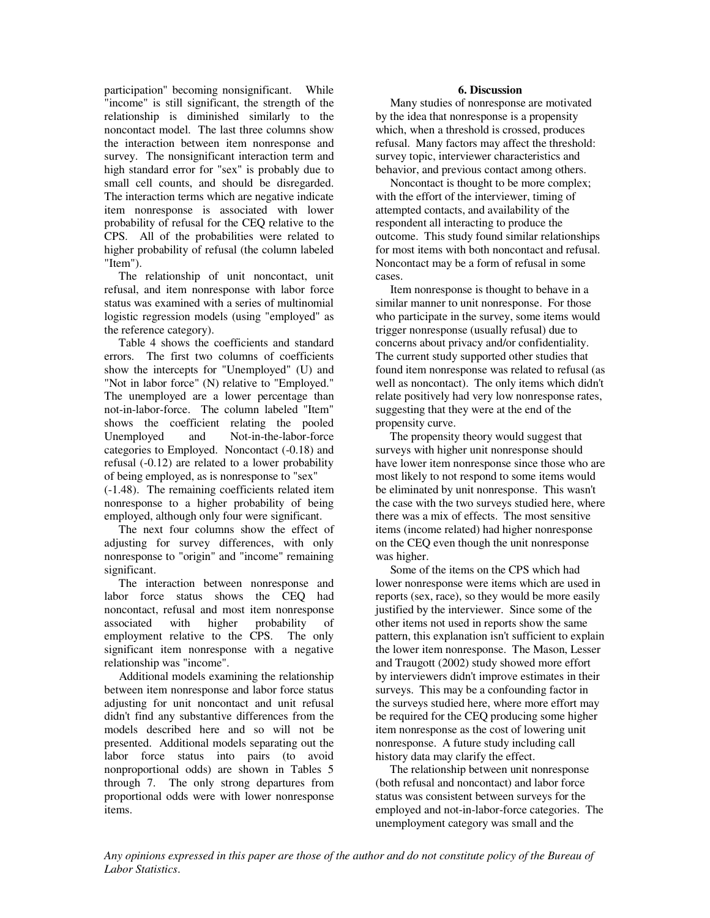participation" becoming nonsignificant. While "income" is still significant, the strength of the relationship is diminished similarly to the noncontact model. The last three columns show the interaction between item nonresponse and survey. The nonsignificant interaction term and high standard error for "sex" is probably due to small cell counts, and should be disregarded. The interaction terms which are negative indicate item nonresponse is associated with lower probability of refusal for the CEQ relative to the CPS. All of the probabilities were related to higher probability of refusal (the column labeled "Item").

The relationship of unit noncontact, unit refusal, and item nonresponse with labor force status was examined with a series of multinomial logistic regression models (using "employed" as the reference category).

Table 4 shows the coefficients and standard errors. The first two columns of coefficients show the intercepts for "Unemployed" (U) and "Not in labor force" (N) relative to "Employed." The unemployed are a lower percentage than not-in-labor-force. The column labeled "Item" shows the coefficient relating the pooled Unemployed and Not-in-the-labor-force categories to Employed. Noncontact (-0.18) and refusal (-0.12) are related to a lower probability of being employed, as is nonresponse to "sex" (-1.48). The remaining coefficients related item nonresponse to a higher probability of being employed, although only four were significant.

The next four columns show the effect of adjusting for survey differences, with only nonresponse to "origin" and "income" remaining significant.

The interaction between nonresponse and labor force status shows the CEQ had noncontact, refusal and most item nonresponse associated with higher probability of employment relative to the CPS. The only significant item nonresponse with a negative relationship was "income".

Additional models examining the relationship between item nonresponse and labor force status adjusting for unit noncontact and unit refusal didn't find any substantive differences from the models described here and so will not be presented. Additional models separating out the labor force status into pairs (to avoid nonproportional odds) are shown in Tables 5 through 7. The only strong departures from proportional odds were with lower nonresponse items.

## 6. Discussion

Many studies of nonresponse are motivated by the idea that nonresponse is a propensity which, when a threshold is crossed, produces refusal. Many factors may affect the threshold: survey topic, interviewer characteristics and behavior, and previous contact among others.

Noncontact is thought to be more complex; with the effort of the interviewer, timing of attempted contacts, and availability of the respondent all interacting to produce the outcome. This study found similar relationships for most items with both noncontact and refusal. Noncontact may be a form of refusal in some cases.

Item nonresponse is thought to behave in a similar manner to unit nonresponse. For those who participate in the survey, some items would trigger nonresponse (usually refusal) due to concerns about privacy and/or confidentiality. The current study supported other studies that found item nonresponse was related to refusal (as well as noncontact). The only items which didn't relate positively had very low nonresponse rates, suggesting that they were at the end of the propensity curve.

The propensity theory would suggest that surveys with higher unit nonresponse should have lower item nonresponse since those who are most likely to not respond to some items would be eliminated by unit nonresponse. This wasn't the case with the two surveys studied here, where there was a mix of effects. The most sensitive items (income related) had higher nonresponse on the CEQ even though the unit nonresponse was higher.

Some of the items on the CPS which had lower nonresponse were items which are used in reports (sex, race), so they would be more easily justified by the interviewer. Since some of the other items not used in reports show the same pattern, this explanation isn't sufficient to explain the lower item nonresponse. The Mason, Lesser and Traugott (2002) study showed more effort by interviewers didn't improve estimates in their surveys. This may be a confounding factor in the surveys studied here, where more effort may be required for the CEQ producing some higher item nonresponse as the cost of lowering unit nonresponse. A future study including call history data may clarify the effect.

The relationship between unit nonresponse (both refusal and noncontact) and labor force status was consistent between surveys for the employed and not-in-labor-force categories. The unemployment category was small and the

*Any opinions expressed in this paper are those of the author and do not constitute policy of the Bureau of Labor Statistics.*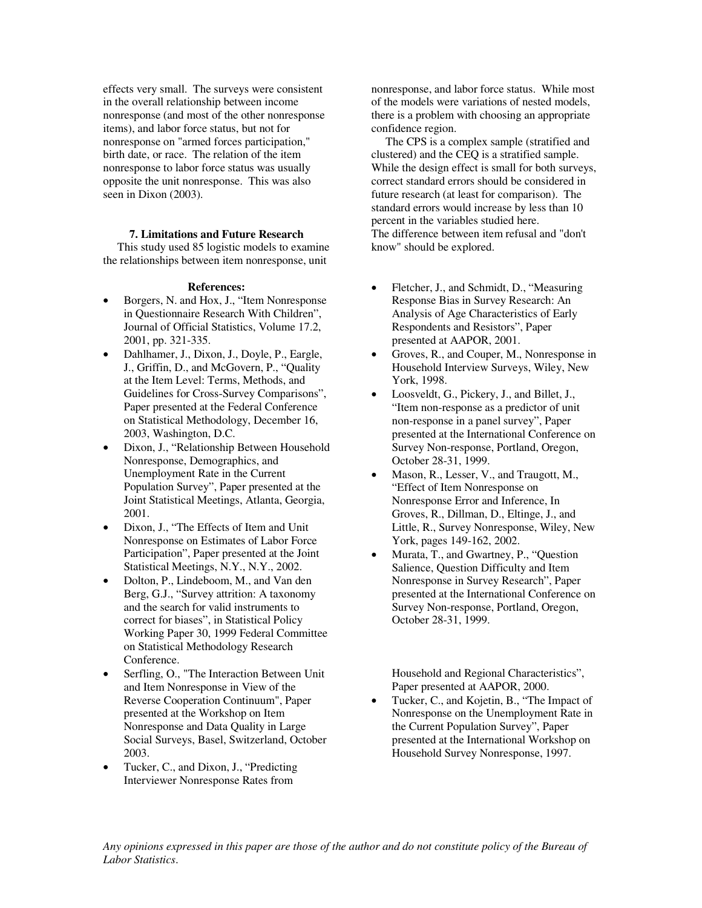effects very small. The surveys were consistent in the overall relationship between income nonresponse (and most of the other nonresponse items), and labor force status, but not for nonresponse on "armed forces participation," birth date, or race. The relation of the item nonresponse to labor force status was usually opposite the unit nonresponse. This was also seen in Dixon (2003).

### 7. Limitations and Future Research

This study used 85 logistic models to examine the relationships between item nonresponse, unit nonresponse, and labor force status. While most of the models were variations of nested models, there is a problem with choosing an appropriate confidence region.

The CPS is a complex sample (stratified and clustered) and the CEQ is a stratified sample. While the design effect is small for both surveys, correct standard errors should be considered in future research (at least for comparison). The standard errors would increase by less than 10 percent in the variables studied here.

The difference between item refusal and "don't know" should be explored.

### References:

- Borgers, N. and Hox, J., "Item Nonresponse in Questionnaire Research With Children", Journal of Official Statistics, Volume 17.2, 2001, pp. 321-335.
- Dahlhamer, J., Dixon, J., Doyle, P., Eargle, J., Griffin, D., and McGovern, P., "Quality at the Item Level: Terms, Methods, and Guidelines for Cross-Survey Comparisons", Paper presented at the Federal Conference on Statistical Methodology, December 16, 2003, Washington, D.C.
- Dixon, J., "Relationship Between Household Nonresponse, Demographics, and Unemployment Rate in the Current Population Survey", Paper presented at the Joint Statistical Meetings, Atlanta, Georgia, 2001.
- Dixon, J., "The Effects of Item and Unit Nonresponse on Estimates of Labor Force Participation", Paper presented at the Joint Statistical Meetings, N.Y., N.Y., 2002.
- Dolton, P., Lindeboom, M., and Van den Berg, G.J., "Survey attrition: A taxonomy and the search for valid instruments to correct for biases", in Statistical Policy Working Paper 30, 1999 Federal Committee on Statistical Methodology Research Conference.
- Serfling, O., "The Interaction Between Unit and Item Nonresponse in View of the Reverse Cooperation Continuum", Paper presented at the Workshop on Item Nonresponse and Data Quality in Large Social Surveys, Basel, Switzerland, October 2003.
- Tucker, C., and Dixon, J., "Predicting Interviewer Nonresponse Rates from Household and Regional Characteristics", Paper presented at AAPOR, 2000.
- Fletcher, J., and Schmidt, D., "Measuring Response Bias in Survey Research: An Analysis of Age Characteristics of Early Respondents and Resistors", Paper presented at AAPOR, 2001.
- Groves, R., and Couper, M., Nonresponse in Household Interview Surveys, Wiley, New York, 1998.
- Loosveldt, G., Pickery, J., and Billet, J., "Item non-response as a predictor of unit non-response in a panel survey", Paper presented at the International Conference on Survey Non-response, Portland, Oregon, October 28-31, 1999.
- Mason, R., Lesser, V., and Traugott, M., "Effect of Item Nonresponse on Nonresponse Error and Inference, In Groves, R., Dillman, D., Eltinge, J., and Little, R., Survey Nonresponse, Wiley, New York, pages 149-162, 2002.
- Murata, T., and Gwartney, P., "Question Salience, Question Difficulty and Item Nonresponse in Survey Research", Paper presented at the International Conference on Survey Non-response, Portland, Oregon, October 28-31, 1999.
- Tucker, C., and Kojetin, B., "The Impact of Nonresponse on the Unemployment Rate in the Current Population Survey", Paper presented at the International Workshop on Household Survey Nonresponse, 1997.

*Any opinions expressed in this paper are those of the author and do not constitute policy of the Bureau of Labor Statistics.*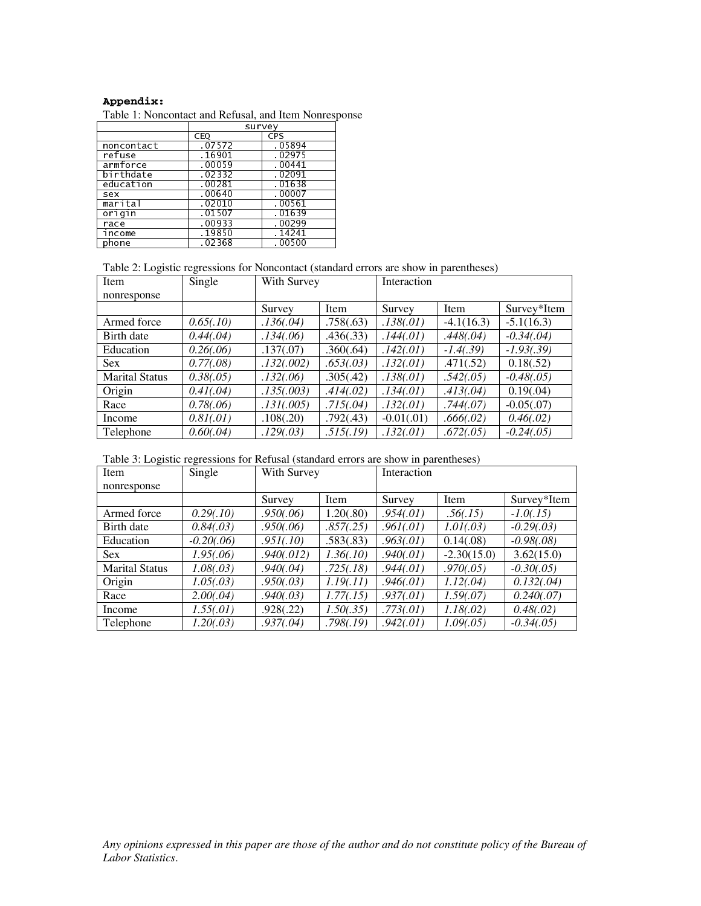**Appendix:**

Table 1: Noncontact and Refusal, and Item Nonresponse

| | survey | |
|---|---|---|
| | CEQ | CPS |
| noncontact | .07572 | .05894 |
| refuse | .16901 | .02975 |
| armforce | .00059 | .00441 |
| birthdate | .02332 | .02091 |
| education | .00281 | .01638 |
| sex | .00640 | .00007 |
| marital | .02010 | .00561 |
| origin | .01507 | .01639 |
| race | .00933 | .00299 |
| income | .19850 | .14241 |
| phone | .02368 | .00500 |

Table 2: Logistic regressions for Noncontact (standard errors are show in parentheses)

| Item nonresponse | Single | With Survey | | Interaction | | |
|---|---|---|---|---|---|---|
| | | Survey | Item | Survey | Item | Survey*Item |
| Armed force | *0.65(.10)* | *.136(.04)* | .758(.63) | *.138(.01)* | -4.1(16.3) | -5.1(16.3) |
| Birth date | *0.44(.04)* | *.134(.06)* | .436(.33) | *.144(.01)* | *.448(.04)* | *-0.34(.04)* |
| Education | *0.26(.06)* | .137(.07) | .360(.64) | *.142(.01)* | *-1.4(.39)* | *-1.93(.39)* |
| Sex | *0.77(.08)* | *.132(.002)* | *.653(.03)* | *.132(.01)* | .471(.52) | 0.18(.52) |
| Marital Status | *0.38(.05)* | *.132(.06)* | .305(.42) | *.138(.01)* | *.542(.05)* | *-0.48(.05)* |
| Origin | *0.41(.04)* | *.135(.003)* | *.414(.02)* | *.134(.01)* | *.413(.04)* | 0.19(.04) |
| Race | *0.78(.06)* | *.131(.005)* | *.715(.04)* | *.132(.01)* | *.744(.07)* | -0.05(.07) |
| Income | *0.81(.01)* | .108(.20) | .792(.43) | -0.01(.01) | *.666(.02)* | *0.46(.02)* |
| Telephone | *0.60(.04)* | *.129(.03)* | *.515(.19)* | *.132(.01)* | *.672(.05)* | *-0.24(.05)* |

Table 3: Logistic regressions for Refusal (standard errors are show in parentheses)

| Item nonresponse | Single | With Survey | | Interaction | | |
|---|---|---|---|---|---|---|
| | | Survey | Item | Survey | Item | Survey*Item |
| Armed force | *0.29(.10)* | *.950(.06)* | 1.20(.80) | *.954(.01)* | *.56(.15)* | *-1.0(.15)* |
| Birth date | *0.84(.03)* | *.950(.06)* | *.857(.25)* | *.961(.01)* | *1.01(.03)* | *-0.29(.03)* |
| Education | *-0.20(.06)* | *.951(.10)* | .583(.83) | *.963(.01)* | 0.14(.08) | *-0.98(.08)* |
| Sex | *1.95(.06)* | *.940(.012)* | *1.36(.10)* | *.940(.01)* | -2.30(15.0) | 3.62(15.0) |
| Marital Status | *1.08(.03)* | *.940(.04)* | *.725(.18)* | *.944(.01)* | *.970(.05)* | *-0.30(.05)* |
| Origin | *1.05(.03)* | *.950(.03)* | *1.19(.11)* | *.946(.01)* | *1.12(.04)* | *0.132(.04)* |
| Race | *2.00(.04)* | *.940(.03)* | *1.77(.15)* | *.937(.01)* | *1.59(.07)* | *0.240(.07)* |
| Income | *1.55(.01)* | .928(.22) | *1.50(.35)* | *.773(.01)* | *1.18(.02)* | *0.48(.02)* |
| Telephone | *1.20(.03)* | *.937(.04)* | *.798(.19)* | *.942(.01)* | *1.09(.05)* | *-0.34(.05)* |

*Any opinions expressed in this paper are those of the author and do not constitute policy of the Bureau of Labor Statistics.*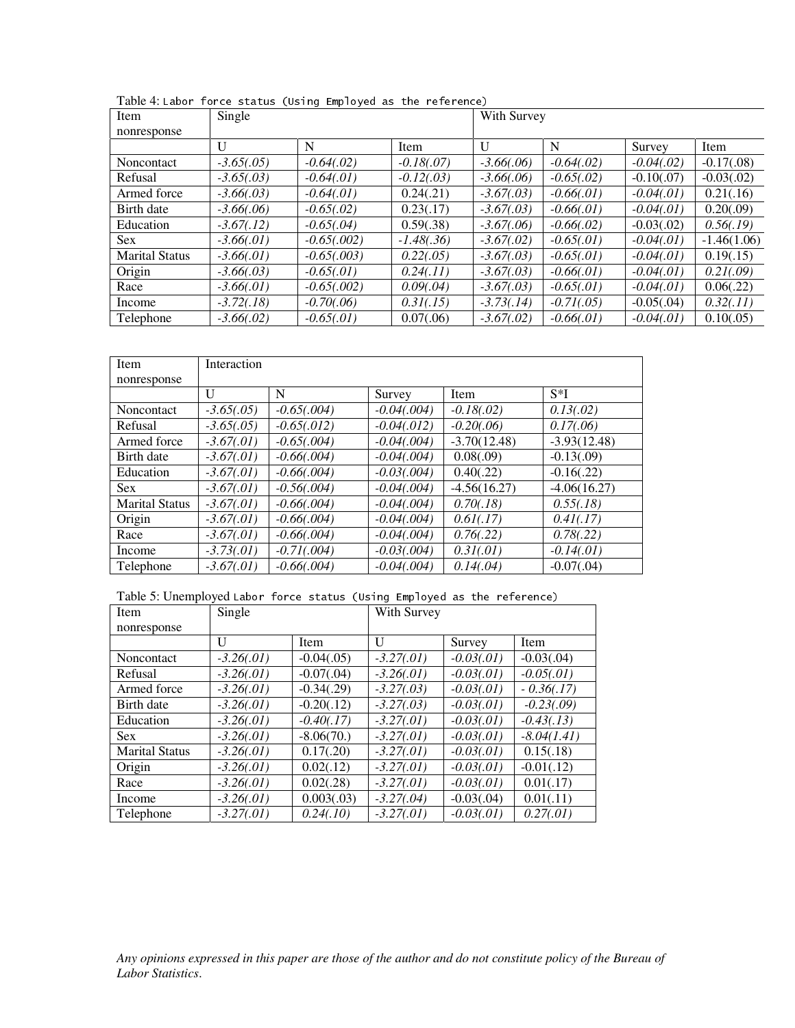Table 4: Labor force status (Using Employed as the reference)

| Item nonresponse | Single | | | With Survey | | | |
|---|---|---|---|---|---|---|---|
| | U | N | Item | U | N | Survey | Item |
| Noncontact | *-3.65(.05)* | *-0.64(.02)* | *-0.18(.07)* | *-3.66(.06)* | *-0.64(.02)* | *-0.04(.02)* | -0.17(.08) |
| Refusal | *-3.65(.03)* | *-0.64(.01)* | *-0.12(.03)* | *-3.66(.06)* | *-0.65(.02)* | -0.10(.07) | -0.03(.02) |
| Armed force | *-3.66(.03)* | *-0.64(.01)* | 0.24(.21) | *-3.67(.03)* | *-0.66(.01)* | *-0.04(.01)* | 0.21(.16) |
| Birth date | *-3.66(.06)* | *-0.65(.02)* | 0.23(.17) | *-3.67(.03)* | *-0.66(.01)* | *-0.04(.01)* | 0.20(.09) |
| Education | *-3.67(.12)* | *-0.65(.04)* | 0.59(.38) | *-3.67(.06)* | *-0.66(.02)* | -0.03(.02) | *0.56(.19)* |
| Sex | *-3.66(.01)* | *-0.65(.002)* | *-1.48(.36)* | *-3.67(.02)* | *-0.65(.01)* | *-0.04(.01)* | -1.46(1.06) |
| Marital Status | *-3.66(.01)* | *-0.65(.003)* | *0.22(.05)* | *-3.67(.03)* | *-0.65(.01)* | *-0.04(.01)* | 0.19(.15) |
| Origin | *-3.66(.03)* | *-0.65(.01)* | *0.24(.11)* | *-3.67(.03)* | *-0.66(.01)* | *-0.04(.01)* | *0.21(.09)* |
| Race | *-3.66(.01)* | *-0.65(.002)* | *0.09(.04)* | *-3.67(.03)* | *-0.65(.01)* | *-0.04(.01)* | 0.06(.22) |
| Income | *-3.72(.18)* | *-0.70(.06)* | *0.31(.15)* | *-3.73(.14)* | *-0.71(.05)* | -0.05(.04) | *0.32(.11)* |
| Telephone | *-3.66(.02)* | *-0.65(.01)* | 0.07(.06) | *-3.67(.02)* | *-0.66(.01)* | *-0.04(.01)* | 0.10(.05) |

| Item nonresponse | Interaction | | | | |
|---|---|---|---|---|---|
| | U | N | Survey | Item | S*I |
| Noncontact | *-3.65(.05)* | *-0.65(.004)* | *-0.04(.004)* | *-0.18(.02)* | *0.13(.02)* |
| Refusal | *-3.65(.05)* | *-0.65(.012)* | *-0.04(.012)* | *-0.20(.06)* | *0.17(.06)* |
| Armed force | *-3.67(.01)* | *-0.65(.004)* | *-0.04(.004)* | -3.70(12.48) | -3.93(12.48) |
| Birth date | *-3.67(.01)* | *-0.66(.004)* | *-0.04(.004)* | 0.08(.09) | -0.13(.09) |
| Education | *-3.67(.01)* | *-0.66(.004)* | *-0.03(.004)* | 0.40(.22) | -0.16(.22) |
| Sex | *-3.67(.01)* | *-0.56(.004)* | *-0.04(.004)* | -4.56(16.27) | -4.06(16.27) |
| Marital Status | *-3.67(.01)* | *-0.66(.004)* | *-0.04(.004)* | *0.70(.18)* | *0.55(.18)* |
| Origin | *-3.67(.01)* | *-0.66(.004)* | *-0.04(.004)* | *0.61(.17)* | *0.41(.17)* |
| Race | *-3.67(.01)* | *-0.66(.004)* | *-0.04(.004)* | *0.76(.22)* | *0.78(.22)* |
| Income | *-3.73(.01)* | *-0.71(.004)* | *-0.03(.004)* | *0.31(.01)* | *-0.14(.01)* |
| Telephone | *-3.67(.01)* | *-0.66(.004)* | *-0.04(.004)* | *0.14(.04)* | -0.07(.04) |

Table 5: Unemployed Labor force status (Using Employed as the reference)

| Item nonresponse | Single | | With Survey | | |
|---|---|---|---|---|---|
| | U | Item | U | Survey | Item |
| Noncontact | *-3.26(.01)* | -0.04(.05) | *-3.27(.01)* | *-0.03(.01)* | -0.03(.04) |
| Refusal | *-3.26(.01)* | -0.07(.04) | *-3.26(.01)* | *-0.03(.01)* | *-0.05(.01)* |
| Armed force | *-3.26(.01)* | -0.34(.29) | *-3.27(.03)* | *-0.03(.01)* | *- 0.36(.17)* |
| Birth date | *-3.26(.01)* | -0.20(.12) | *-3.27(.03)* | *-0.03(.01)* | *-0.23(.09)* |
| Education | *-3.26(.01)* | *-0.40(.17)* | *-3.27(.01)* | *-0.03(.01)* | *-0.43(.13)* |
| Sex | *-3.26(.01)* | -8.06(70.) | *-3.27(.01)* | *-0.03(.01)* | *-8.04(1.41)* |
| Marital Status | *-3.26(.01)* | 0.17(.20) | *-3.27(.01)* | *-0.03(.01)* | 0.15(.18) |
| Origin | *-3.26(.01)* | 0.02(.12) | *-3.27(.01)* | *-0.03(.01)* | -0.01(.12) |
| Race | *-3.26(.01)* | 0.02(.28) | *-3.27(.01)* | *-0.03(.01)* | 0.01(.17) |
| Income | *-3.26(.01)* | 0.003(.03) | *-3.27(.04)* | -0.03(.04) | 0.01(.11) |
| Telephone | *-3.27(.01)* | *0.24(.10)* | *-3.27(.01)* | *-0.03(.01)* | *0.27(.01)* |

*Any opinions expressed in this paper are those of the author and do not constitute policy of the Bureau of Labor Statistics.*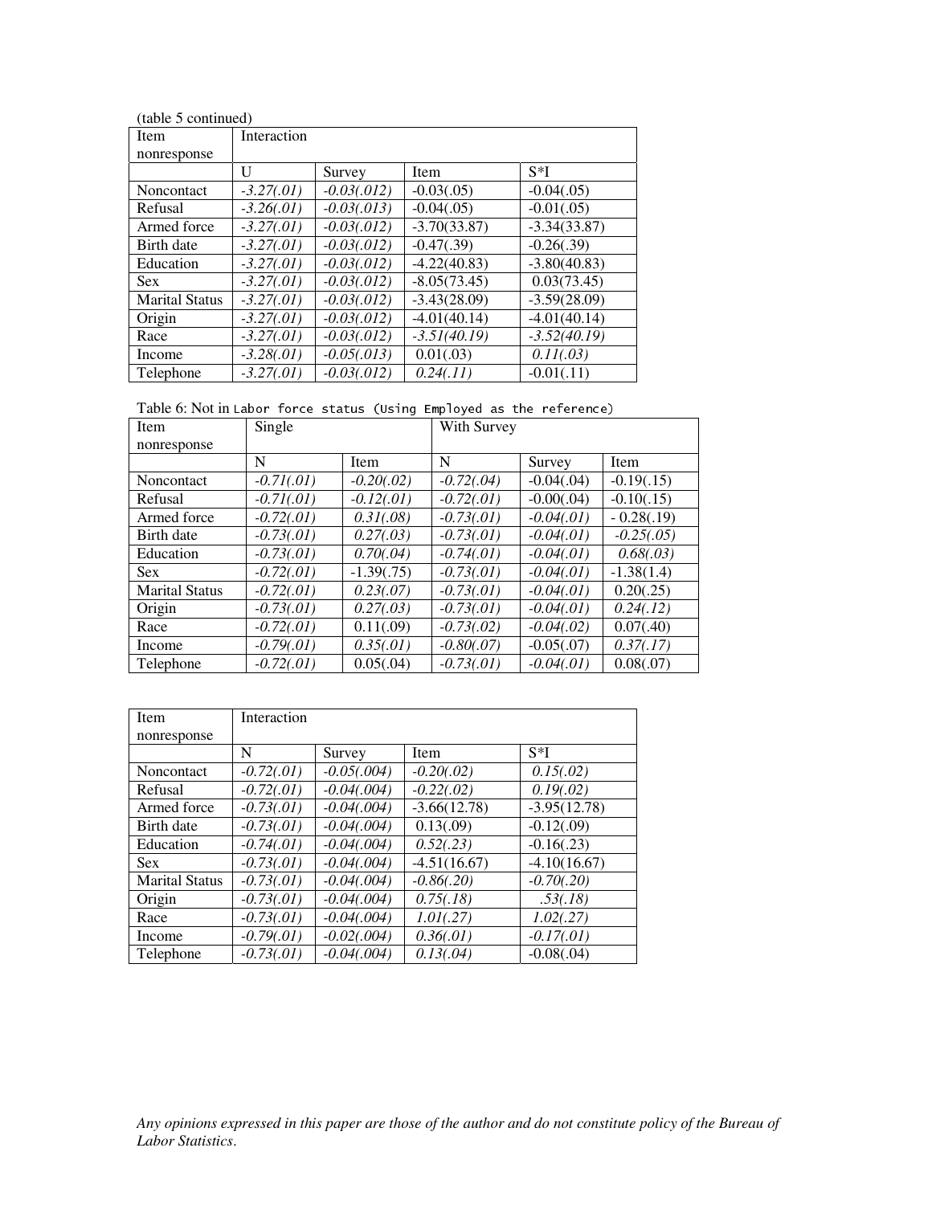(table 5 continued)

| Item nonresponse | Interaction | | | |
|---|---|---|---|---|
| | U | Survey | Item | S*I |
| Noncontact | *-3.27(.01)* | *-0.03(.012)* | -0.03(.05) | -0.04(.05) |
| Refusal | *-3.26(.01)* | *-0.03(.013)* | -0.04(.05) | -0.01(.05) |
| Armed force | *-3.27(.01)* | *-0.03(.012)* | -3.70(33.87) | -3.34(33.87) |
| Birth date | *-3.27(.01)* | *-0.03(.012)* | -0.47(.39) | -0.26(.39) |
| Education | *-3.27(.01)* | *-0.03(.012)* | -4.22(40.83) | -3.80(40.83) |
| Sex | *-3.27(.01)* | *-0.03(.012)* | -8.05(73.45) | 0.03(73.45) |
| Marital Status | *-3.27(.01)* | *-0.03(.012)* | -3.43(28.09) | -3.59(28.09) |
| Origin | *-3.27(.01)* | *-0.03(.012)* | -4.01(40.14) | -4.01(40.14) |
| Race | *-3.27(.01)* | *-0.03(.012)* | *-3.51(40.19)* | *-3.52(40.19)* |
| Income | *-3.28(.01)* | *-0.05(.013)* | 0.01(.03) | *0.11(.03)* |
| Telephone | *-3.27(.01)* | *-0.03(.012)* | *0.24(.11)* | -0.01(.11) |

Table 6: Not in Labor force status (Using Employed as the reference)

| Item nonresponse | Single | | With Survey | | |
|---|---|---|---|---|---|
| | N | Item | N | Survey | Item |
| Noncontact | *-0.71(.01)* | *-0.20(.02)* | *-0.72(.04)* | -0.04(.04) | -0.19(.15) |
| Refusal | *-0.71(.01)* | *-0.12(.01)* | *-0.72(.01)* | -0.00(.04) | -0.10(.15) |
| Armed force | *-0.72(.01)* | *0.31(.08)* | *-0.73(.01)* | *-0.04(.01)* | - 0.28(.19) |
| Birth date | *-0.73(.01)* | *0.27(.03)* | *-0.73(.01)* | *-0.04(.01)* | *-0.25(.05)* |
| Education | *-0.73(.01)* | *0.70(.04)* | *-0.74(.01)* | *-0.04(.01)* | *0.68(.03)* |
| Sex | *-0.72(.01)* | -1.39(.75) | *-0.73(.01)* | *-0.04(.01)* | -1.38(1.4) |
| Marital Status | *-0.72(.01)* | *0.23(.07)* | *-0.73(.01)* | *-0.04(.01)* | 0.20(.25) |
| Origin | *-0.73(.01)* | *0.27(.03)* | *-0.73(.01)* | *-0.04(.01)* | *0.24(.12)* |
| Race | *-0.72(.01)* | 0.11(.09) | *-0.73(.02)* | *-0.04(.02)* | 0.07(.40) |
| Income | *-0.79(.01)* | *0.35(.01)* | *-0.80(.07)* | -0.05(.07) | *0.37(.17)* |
| Telephone | *-0.72(.01)* | 0.05(.04) | *-0.73(.01)* | *-0.04(.01)* | 0.08(.07) |

| Item nonresponse | Interaction | | | |
|---|---|---|---|---|
| | N | Survey | Item | S*I |
| Noncontact | *-0.72(.01)* | *-0.05(.004)* | *-0.20(.02)* | *0.15(.02)* |
| Refusal | *-0.72(.01)* | *-0.04(.004)* | *-0.22(.02)* | *0.19(.02)* |
| Armed force | *-0.73(.01)* | *-0.04(.004)* | -3.66(12.78) | -3.95(12.78) |
| Birth date | *-0.73(.01)* | *-0.04(.004)* | 0.13(.09) | -0.12(.09) |
| Education | *-0.74(.01)* | *-0.04(.004)* | *0.52(.23)* | -0.16(.23) |
| Sex | *-0.73(.01)* | *-0.04(.004)* | -4.51(16.67) | -4.10(16.67) |
| Marital Status | *-0.73(.01)* | *-0.04(.004)* | *-0.86(.20)* | *-0.70(.20)* |
| Origin | *-0.73(.01)* | *-0.04(.004)* | *0.75(.18)* | *.53(.18)* |
| Race | *-0.73(.01)* | *-0.04(.004)* | *1.01(.27)* | *1.02(.27)* |
| Income | *-0.79(.01)* | *-0.02(.004)* | *0.36(.01)* | *-0.17(.01)* |
| Telephone | *-0.73(.01)* | *-0.04(.004)* | *0.13(.04)* | -0.08(.04) |

*Any opinions expressed in this paper are those of the author and do not constitute policy of the Bureau of Labor Statistics.*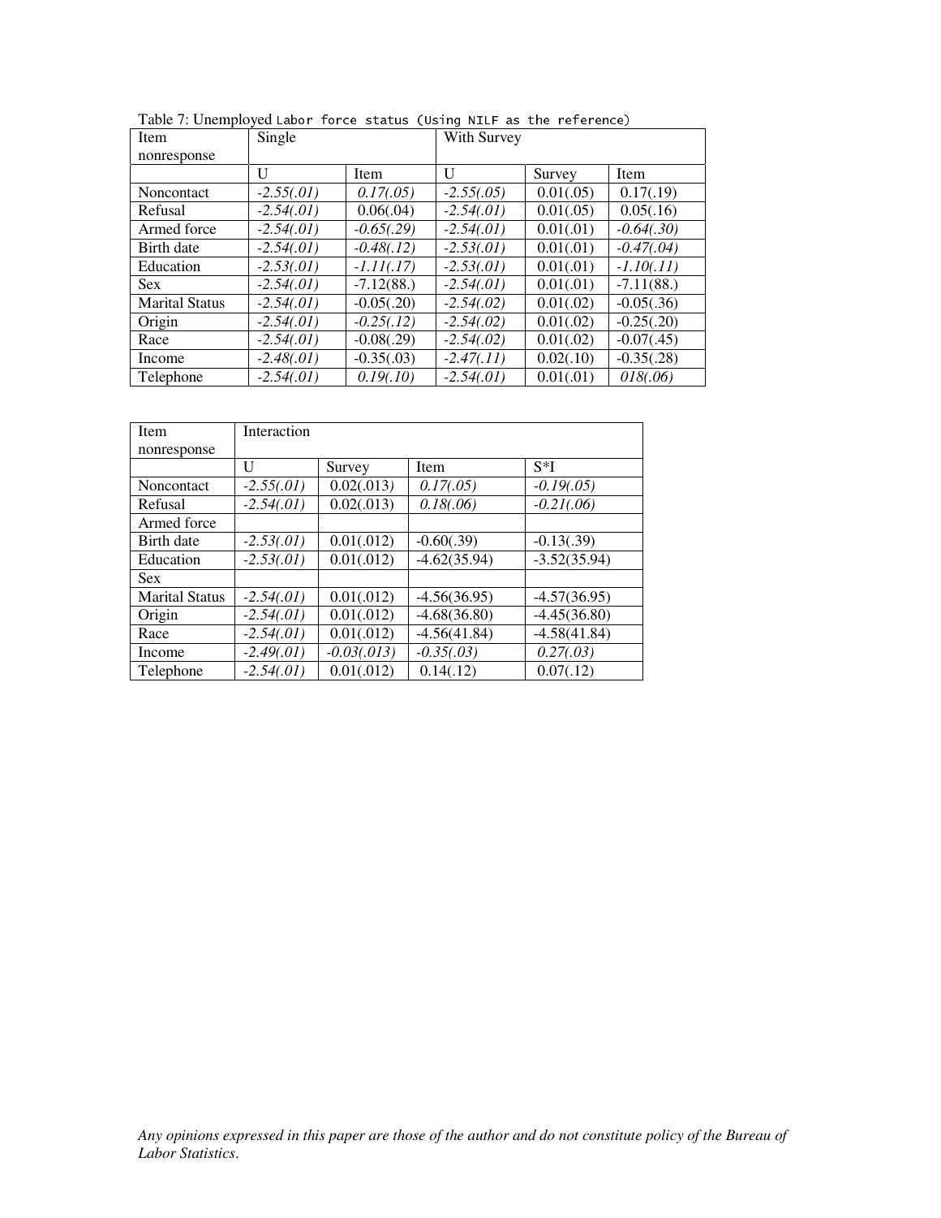Table 7: Unemployed Labor force status (Using NILF as the reference)

| Item nonresponse | Single | | With Survey | | |
|---|---|---|---|---|---|
| | U | Item | U | Survey | Item |
| Noncontact | *-2.55(.01)* | *0.17(.05)* | *-2.55(.05)* | 0.01(.05) | 0.17(.19) |
| Refusal | *-2.54(.01)* | 0.06(.04) | *-2.54(.01)* | 0.01(.05) | 0.05(.16) |
| Armed force | *-2.54(.01)* | *-0.65(.29)* | *-2.54(.01)* | 0.01(.01) | *-0.64(.30)* |
| Birth date | *-2.54(.01)* | *-0.48(.12)* | *-2.53(.01)* | 0.01(.01) | *-0.47(.04)* |
| Education | *-2.53(.01)* | *-1.11(.17)* | *-2.53(.01)* | 0.01(.01) | *-1.10(.11)* |
| Sex | *-2.54(.01)* | -7.12(88.) | *-2.54(.01)* | 0.01(.01) | -7.11(88.) |
| Marital Status | *-2.54(.01)* | -0.05(.20) | *-2.54(.02)* | 0.01(.02) | -0.05(.36) |
| Origin | *-2.54(.01)* | *-0.25(.12)* | *-2.54(.02)* | 0.01(.02) | -0.25(.20) |
| Race | *-2.54(.01)* | -0.08(.29) | *-2.54(.02)* | 0.01(.02) | -0.07(.45) |
| Income | *-2.48(.01)* | -0.35(.03) | *-2.47(.11)* | 0.02(.10) | -0.35(.28) |
| Telephone | *-2.54(.01)* | *0.19(.10)* | *-2.54(.01)* | 0.01(.01) | *018(.06)* |

| Item nonresponse | Interaction | | | |
|---|---|---|---|---|
| | U | Survey | Item | S*I |
| Noncontact | *-2.55(.01)* | 0.02(.013) | *0.17(.05)* | *-0.19(.05)* |
| Refusal | *-2.54(.01)* | 0.02(.013) | *0.18(.06)* | *-0.21(.06)* |
| Armed force | | | | |
| Birth date | *-2.53(.01)* | 0.01(.012) | -0.60(.39) | -0.13(.39) |
| Education | *-2.53(.01)* | 0.01(.012) | -4.62(35.94) | -3.52(35.94) |
| Sex | | | | |
| Marital Status | *-2.54(.01)* | 0.01(.012) | -4.56(36.95) | -4.57(36.95) |
| Origin | *-2.54(.01)* | 0.01(.012) | -4.68(36.80) | -4.45(36.80) |
| Race | *-2.54(.01)* | 0.01(.012) | -4.56(41.84) | -4.58(41.84) |
| Income | *-2.49(.01)* | *-0.03(.013)* | *-0.35(.03)* | *0.27(.03)* |
| Telephone | *-2.54(.01)* | 0.01(.012) | 0.14(.12) | 0.07(.12) |

*Any opinions expressed in this paper are those of the author and do not constitute policy of the Bureau of Labor Statistics.*